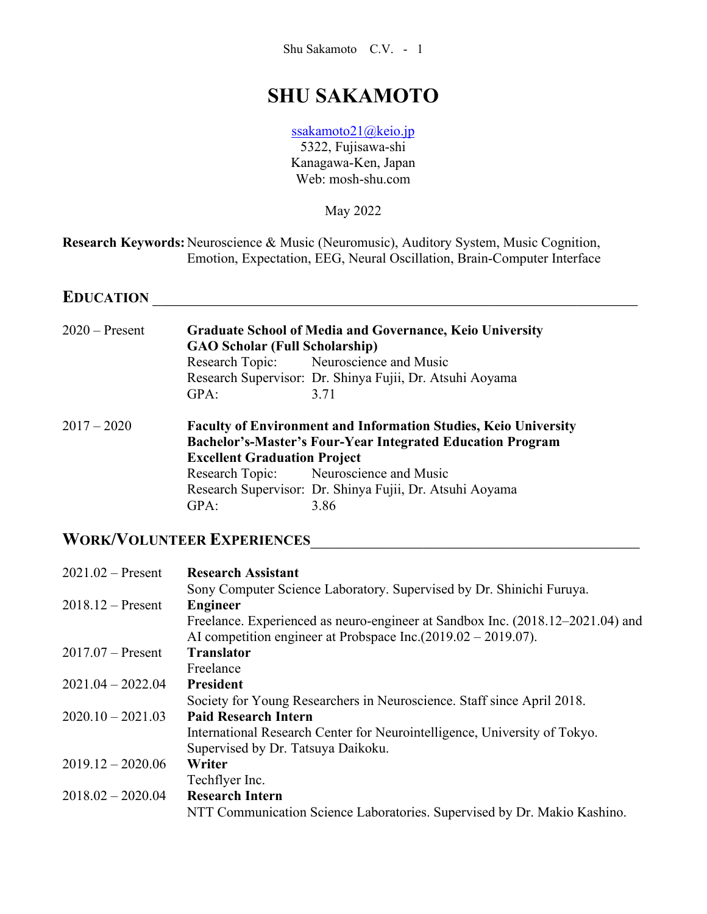# SHU SAKAMOTO

ssakamoto21@keio.jp
5322, Fujisawa-shi
Kanagawa-Ken, Japan
Web: mosh-shu.com

May 2022

**Research Keywords:** Neuroscience & Music (Neuromusic), Auditory System, Music Cognition, Emotion, Expectation, EEG, Neural Oscillation, Brain-Computer Interface

## EDUCATION

**2020 – Present**
**Graduate School of Media and Governance, Keio University**
**GAO Scholar (Full Scholarship)**
Research Topic: Neuroscience and Music
Research Supervisor: Dr. Shinya Fujii, Dr. Atsuhi Aoyama
GPA: 3.71

**2017 – 2020**
**Faculty of Environment and Information Studies, Keio University**
**Bachelor's-Master's Four-Year Integrated Education Program**
**Excellent Graduation Project**
Research Topic: Neuroscience and Music
Research Supervisor: Dr. Shinya Fujii, Dr. Atsuhi Aoyama
GPA: 3.86

## WORK/VOLUNTEER EXPERIENCES

**2021.02 – Present** — **Research Assistant**
Sony Computer Science Laboratory. Supervised by Dr. Shinichi Furuya.

**2018.12 – Present** — **Engineer**
Freelance. Experienced as neuro-engineer at Sandbox Inc. (2018.12–2021.04) and AI competition engineer at Probspace Inc.(2019.02 – 2019.07).

**2017.07 – Present** — **Translator**
Freelance

**2021.04 – 2022.04** — **President**
Society for Young Researchers in Neuroscience. Staff since April 2018.

**2020.10 – 2021.03** — **Paid Research Intern**
International Research Center for Neurointelligence, University of Tokyo. Supervised by Dr. Tatsuya Daikoku.

**2019.12 – 2020.06** — **Writer**
Techflyer Inc.

**2018.02 – 2020.04** — **Research Intern**
NTT Communication Science Laboratories. Supervised by Dr. Makio Kashino.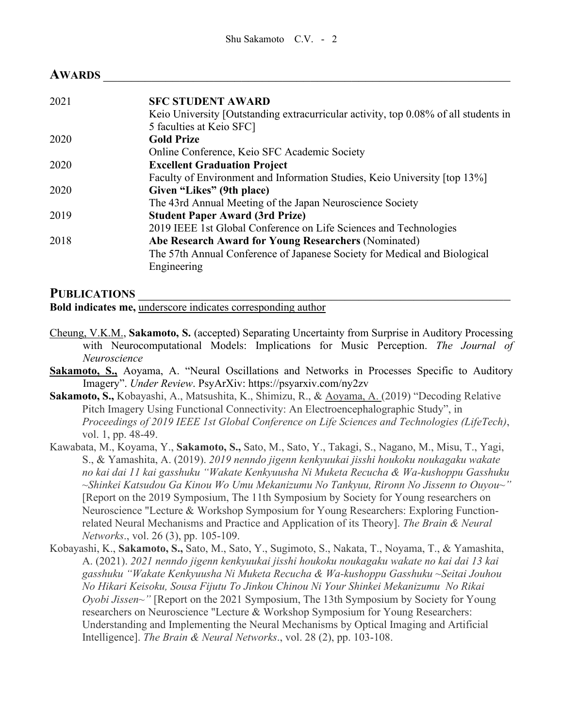## AWARDS

| | |
|---|---|
| 2021 | **SFC STUDENT AWARD**<br>Keio University [Outstanding extracurricular activity, top 0.08% of all students in 5 faculties at Keio SFC] |
| 2020 | **Gold Prize**<br>Online Conference, Keio SFC Academic Society |
| 2020 | **Excellent Graduation Project**<br>Faculty of Environment and Information Studies, Keio University [top 13%] |
| 2020 | **Given "Likes" (9th place)**<br>The 43rd Annual Meeting of the Japan Neuroscience Society |
| 2019 | **Student Paper Award (3rd Prize)**<br>2019 IEEE 1st Global Conference on Life Sciences and Technologies |
| 2018 | **Abe Research Award for Young Researchers** (Nominated)<br>The 57th Annual Conference of Japanese Society for Medical and Biological Engineering |

## PUBLICATIONS

**Bold indicates me,** <u>underscore indicates corresponding author</u>

<u>Cheung, V.K.M.</u>, **Sakamoto, S.** (accepted) Separating Uncertainty from Surprise in Auditory Processing with Neurocomputational Models: Implications for Music Perception. *The Journal of Neuroscience*

<u>**Sakamoto, S.,**</u> Aoyama, A. "Neural Oscillations and Networks in Processes Specific to Auditory Imagery". *Under Review*. PsyArXiv: https://psyarxiv.com/ny2zv

**Sakamoto, S.,** Kobayashi, A., Matsushita, K., Shimizu, R., & <u>Aoyama, A.</u> (2019) "Decoding Relative Pitch Imagery Using Functional Connectivity: An Electroencephalographic Study", in *Proceedings of 2019 IEEE 1st Global Conference on Life Sciences and Technologies (LifeTech)*, vol. 1, pp. 48-49.

Kawabata, M., Koyama, Y., **Sakamoto, S.,** Sato, M., Sato, Y., Takagi, S., Nagano, M., Misu, T., Yagi, S., & Yamashita, A. (2019). *2019 nenndo jigenn kenkyuukai jisshi houkoku noukagaku wakate no kai dai 11 kai gasshuku "Wakate Kenkyuusha Ni Muketa Recucha & Wa-kushoppu Gasshuku ~Shinkei Katsudou Ga Kinou Wo Umu Mekanizumu No Tankyuu, Rironn No Jissenn to Ouyou~"* [Report on the 2019 Symposium, The 11th Symposium by Society for Young researchers on Neuroscience "Lecture & Workshop Symposium for Young Researchers: Exploring Function-related Neural Mechanisms and Practice and Application of its Theory]. *The Brain & Neural Networks*., vol. 26 (3), pp. 105-109.

Kobayashi, K., **Sakamoto, S.,** Sato, M., Sato, Y., Sugimoto, S., Nakata, T., Noyama, T., & Yamashita, A. (2021). *2021 nenndo jigenn kenkyuukai jisshi houkoku noukagaku wakate no kai dai 13 kai gasshuku "Wakate Kenkyuusha Ni Muketa Recucha & Wa-kushoppu Gasshuku ~Seitai Jouhou No Hikari Keisoku, Sousa Fijutu To Jinkou Chinou Ni Your Shinkei Mekanizumu No Rikai Oyobi Jissen~"* [Report on the 2021 Symposium, The 13th Symposium by Society for Young researchers on Neuroscience "Lecture & Workshop Symposium for Young Researchers: Understanding and Implementing the Neural Mechanisms by Optical Imaging and Artificial Intelligence]. *The Brain & Neural Networks*., vol. 28 (2), pp. 103-108.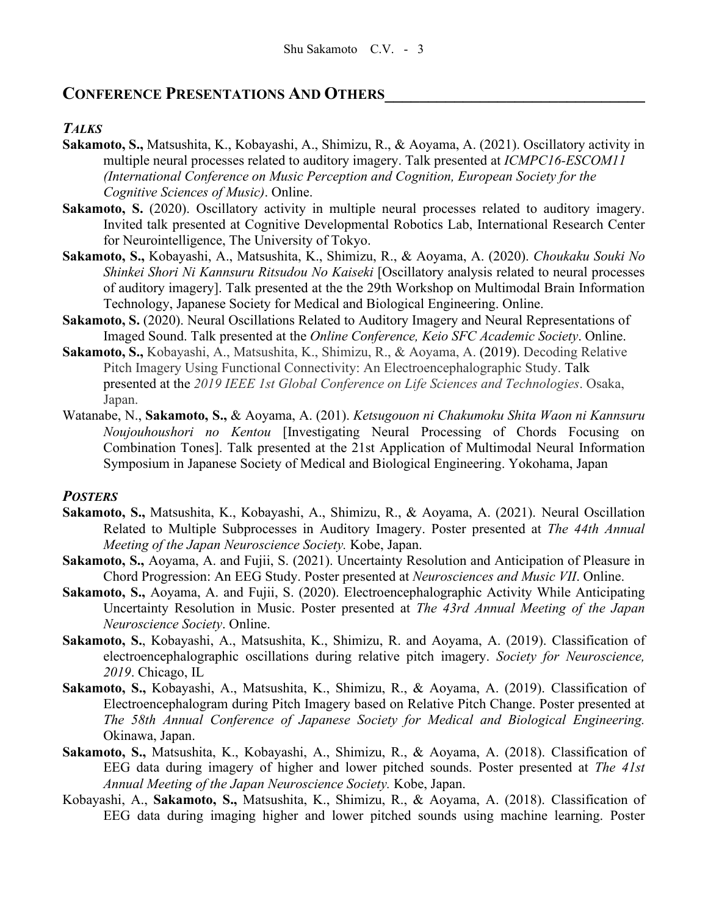## Conference Presentations And Others

### *Talks*

**Sakamoto, S.,** Matsushita, K., Kobayashi, A., Shimizu, R., & Aoyama, A. (2021). Oscillatory activity in multiple neural processes related to auditory imagery. Talk presented at *ICMPC16-ESCOM11 (International Conference on Music Perception and Cognition, European Society for the Cognitive Sciences of Music)*. Online.

**Sakamoto, S.** (2020). Oscillatory activity in multiple neural processes related to auditory imagery. Invited talk presented at Cognitive Developmental Robotics Lab, International Research Center for Neurointelligence, The University of Tokyo.

**Sakamoto, S.,** Kobayashi, A., Matsushita, K., Shimizu, R., & Aoyama, A. (2020). *Choukaku Souki No Shinkei Shori Ni Kannsuru Ritsudou No Kaiseki* [Oscillatory analysis related to neural processes of auditory imagery]. Talk presented at the the 29th Workshop on Multimodal Brain Information Technology, Japanese Society for Medical and Biological Engineering. Online.

**Sakamoto, S.** (2020). Neural Oscillations Related to Auditory Imagery and Neural Representations of Imaged Sound. Talk presented at the *Online Conference, Keio SFC Academic Society*. Online.

**Sakamoto, S.,** Kobayashi, A., Matsushita, K., Shimizu, R., & Aoyama, A. (2019). Decoding Relative Pitch Imagery Using Functional Connectivity: An Electroencephalographic Study. Talk presented at the *2019 IEEE 1st Global Conference on Life Sciences and Technologies*. Osaka, Japan.

Watanabe, N., **Sakamoto, S.,** & Aoyama, A. (201). *Ketsugouon ni Chakumoku Shita Waon ni Kannsuru Noujouhoushori no Kentou* [Investigating Neural Processing of Chords Focusing on Combination Tones]. Talk presented at the 21st Application of Multimodal Neural Information Symposium in Japanese Society of Medical and Biological Engineering. Yokohama, Japan

### *Posters*

**Sakamoto, S.,** Matsushita, K., Kobayashi, A., Shimizu, R., & Aoyama, A. (2021). Neural Oscillation Related to Multiple Subprocesses in Auditory Imagery. Poster presented at *The 44th Annual Meeting of the Japan Neuroscience Society.* Kobe, Japan.

**Sakamoto, S.,** Aoyama, A. and Fujii, S. (2021). Uncertainty Resolution and Anticipation of Pleasure in Chord Progression: An EEG Study. Poster presented at *Neurosciences and Music VII*. Online.

**Sakamoto, S.,** Aoyama, A. and Fujii, S. (2020). Electroencephalographic Activity While Anticipating Uncertainty Resolution in Music. Poster presented at *The 43rd Annual Meeting of the Japan Neuroscience Society*. Online.

**Sakamoto, S.**, Kobayashi, A., Matsushita, K., Shimizu, R. and Aoyama, A. (2019). Classification of electroencephalographic oscillations during relative pitch imagery. *Society for Neuroscience, 2019*. Chicago, IL

**Sakamoto, S.,** Kobayashi, A., Matsushita, K., Shimizu, R., & Aoyama, A. (2019). Classification of Electroencephalogram during Pitch Imagery based on Relative Pitch Change. Poster presented at *The 58th Annual Conference of Japanese Society for Medical and Biological Engineering.* Okinawa, Japan.

**Sakamoto, S.,** Matsushita, K., Kobayashi, A., Shimizu, R., & Aoyama, A. (2018). Classification of EEG data during imagery of higher and lower pitched sounds. Poster presented at *The 41st Annual Meeting of the Japan Neuroscience Society.* Kobe, Japan.

Kobayashi, A., **Sakamoto, S.,** Matsushita, K., Shimizu, R., & Aoyama, A. (2018). Classification of EEG data during imaging higher and lower pitched sounds using machine learning. Poster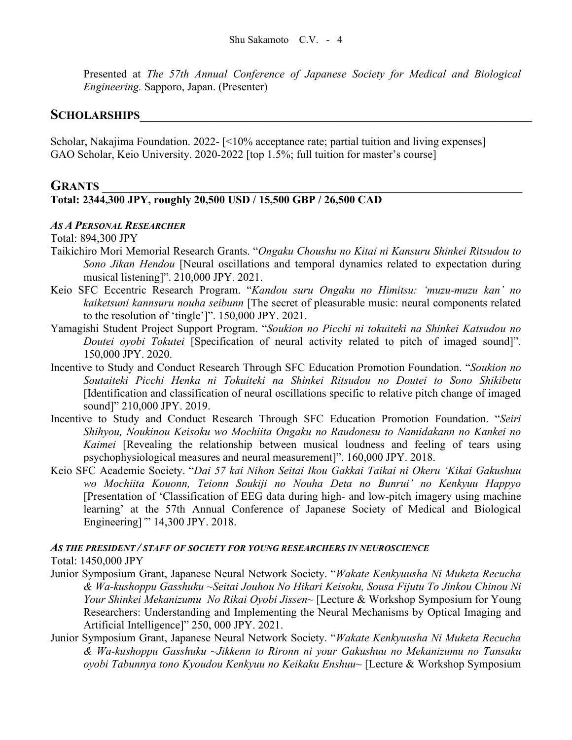Presented at *The 57th Annual Conference of Japanese Society for Medical and Biological Engineering.* Sapporo, Japan. (Presenter)

## SCHOLARSHIPS

Scholar, Nakajima Foundation. 2022- [<10% acceptance rate; partial tuition and living expenses]
GAO Scholar, Keio University. 2020-2022 [top 1.5%; full tuition for master's course]

## GRANTS

**Total: 2344,300 JPY, roughly 20,500 USD / 15,500 GBP / 26,500 CAD**

### *AS A PERSONAL RESEARCHER*

Total: 894,300 JPY

Taikichiro Mori Memorial Research Grants. "*Ongaku Choushu no Kitai ni Kansuru Shinkei Ritsudou to Sono Jikan Hendou* [Neural oscillations and temporal dynamics related to expectation during musical listening]". 210,000 JPY. 2021.

Keio SFC Eccentric Research Program. "*Kandou suru Ongaku no Himitsu: 'muzu-muzu kan' no kaiketsuni kannsuru nouha seibunn* [The secret of pleasurable music: neural components related to the resolution of 'tingle']". 150,000 JPY. 2021.

Yamagishi Student Project Support Program. "*Soukion no Picchi ni tokuiteki na Shinkei Katsudou no Doutei oyobi Tokutei* [Specification of neural activity related to pitch of imaged sound]". 150,000 JPY. 2020.

Incentive to Study and Conduct Research Through SFC Education Promotion Foundation. "*Soukion no Soutaiteki Picchi Henka ni Tokuiteki na Shinkei Ritsudou no Doutei to Sono Shikibetu* [Identification and classification of neural oscillations specific to relative pitch change of imaged sound]" 210,000 JPY. 2019.

Incentive to Study and Conduct Research Through SFC Education Promotion Foundation. "*Seiri Shihyou, Noukinou Keisoku wo Mochiita Ongaku no Raudonesu to Namidakann no Kankei no Kaimei* [Revealing the relationship between musical loudness and feeling of tears using psychophysiological measures and neural measurement]". 160,000 JPY. 2018.

Keio SFC Academic Society. "*Dai 57 kai Nihon Seitai Ikou Gakkai Taikai ni Okeru 'Kikai Gakushuu wo Mochiita Kouonn, Teionn Soukiji no Nouha Deta no Bunrui' no Kenkyuu Happyo* [Presentation of 'Classification of EEG data during high- and low-pitch imagery using machine learning' at the 57th Annual Conference of Japanese Society of Medical and Biological Engineering]" 14,300 JPY. 2018.

### *AS THE PRESIDENT / STAFF OF SOCIETY FOR YOUNG RESEARCHERS IN NEUROSCIENCE*

Total: 1450,000 JPY

Junior Symposium Grant, Japanese Neural Network Society. "*Wakate Kenkyuusha Ni Muketa Recucha & Wa-kushoppu Gasshuku ~Seitai Jouhou No Hikari Keisoku, Sousa Fijutu To Jinkou Chinou Ni Your Shinkei Mekanizumu No Rikai Oyobi Jissen~* [Lecture & Workshop Symposium for Young Researchers: Understanding and Implementing the Neural Mechanisms by Optical Imaging and Artificial Intelligence]" 250, 000 JPY. 2021.

Junior Symposium Grant, Japanese Neural Network Society. "*Wakate Kenkyuusha Ni Muketa Recucha & Wa-kushoppu Gasshuku ~Jikkenn to Rironn ni your Gakushuu no Mekanizumu no Tansaku oyobi Tabunnya tono Kyoudou Kenkyuu no Keikaku Enshuu~* [Lecture & Workshop Symposium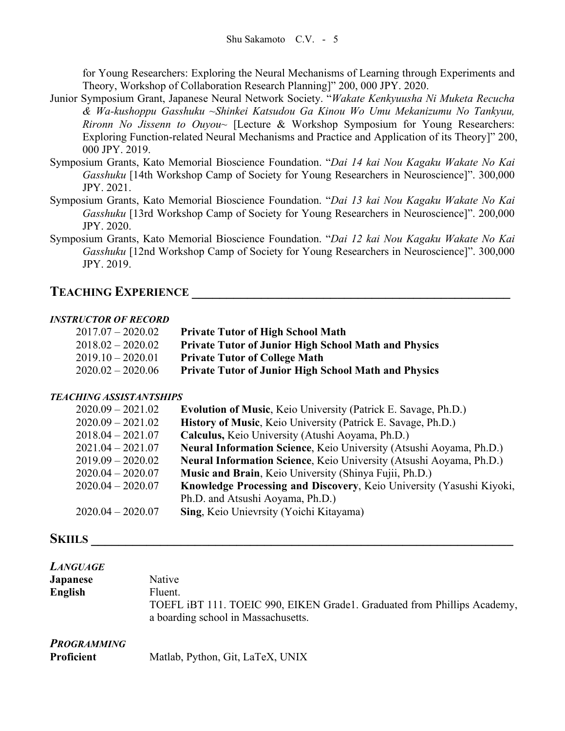for Young Researchers: Exploring the Neural Mechanisms of Learning through Experiments and Theory, Workshop of Collaboration Research Planning]" 200, 000 JPY. 2020.

Junior Symposium Grant, Japanese Neural Network Society. "*Wakate Kenkyuusha Ni Muketa Recucha & Wa-kushoppu Gasshuku ~Shinkei Katsudou Ga Kinou Wo Umu Mekanizumu No Tankyuu, Rironn No Jissenn to Ouyou~* [Lecture & Workshop Symposium for Young Researchers: Exploring Function-related Neural Mechanisms and Practice and Application of its Theory]" 200, 000 JPY. 2019.

Symposium Grants, Kato Memorial Bioscience Foundation. "*Dai 14 kai Nou Kagaku Wakate No Kai Gasshuku* [14th Workshop Camp of Society for Young Researchers in Neuroscience]". 300,000 JPY. 2021.

Symposium Grants, Kato Memorial Bioscience Foundation. "*Dai 13 kai Nou Kagaku Wakate No Kai Gasshuku* [13rd Workshop Camp of Society for Young Researchers in Neuroscience]". 200,000 JPY. 2020.

Symposium Grants, Kato Memorial Bioscience Foundation. "*Dai 12 kai Nou Kagaku Wakate No Kai Gasshuku* [12nd Workshop Camp of Society for Young Researchers in Neuroscience]". 300,000 JPY. 2019.

## TEACHING EXPERIENCE

### *INSTRUCTOR OF RECORD*

2017.07 – 2020.02 **Private Tutor of High School Math**
2018.02 – 2020.02 **Private Tutor of Junior High School Math and Physics**
2019.10 – 2020.01 **Private Tutor of College Math**
2020.02 – 2020.06 **Private Tutor of Junior High School Math and Physics**

### *TEACHING ASSISTANTSHIPS*

2020.09 – 2021.02 **Evolution of Music**, Keio University (Patrick E. Savage, Ph.D.)
2020.09 – 2021.02 **History of Music**, Keio University (Patrick E. Savage, Ph.D.)
2018.04 – 2021.07 **Calculus,** Keio University (Atushi Aoyama, Ph.D.)
2021.04 – 2021.07 **Neural Information Science**, Keio University (Atsushi Aoyama, Ph.D.)
2019.09 – 2020.02 **Neural Information Science**, Keio University (Atsushi Aoyama, Ph.D.)
2020.04 – 2020.07 **Music and Brain**, Keio University (Shinya Fujii, Ph.D.)
2020.04 – 2020.07 **Knowledge Processing and Discovery**, Keio University (Yasushi Kiyoki, Ph.D. and Atsushi Aoyama, Ph.D.)
2020.04 – 2020.07 **Sing**, Keio Unievrsity (Yoichi Kitayama)

## SKIILS

### *LANGUAGE*

**Japanese** Native

**English** Fluent.
TOEFL iBT 111. TOEIC 990, EIKEN Grade1. Graduated from Phillips Academy, a boarding school in Massachusetts.

### *PROGRAMMING*

**Proficient** Matlab, Python, Git, LaTeX, UNIX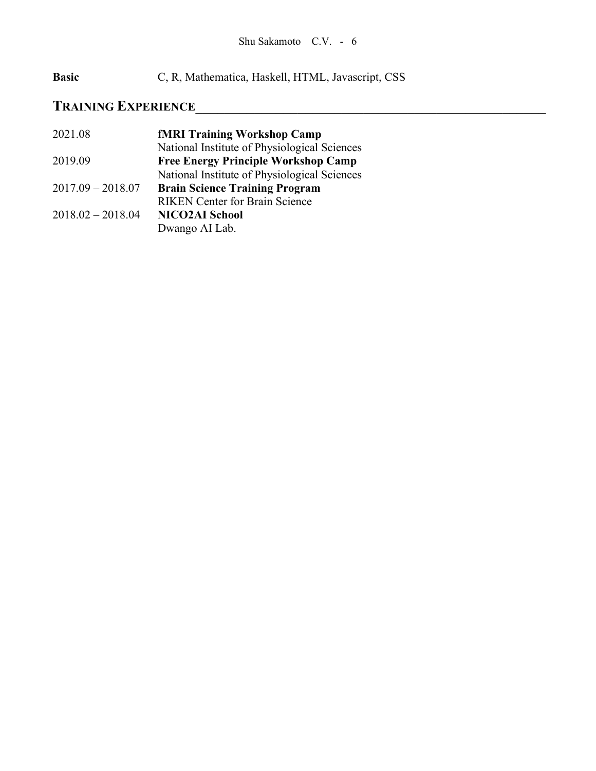**Basic** C, R, Mathematica, Haskell, HTML, Javascript, CSS

## TRAINING EXPERIENCE

| | |
|---|---|
| 2021.08 | **fMRI Training Workshop Camp**<br>National Institute of Physiological Sciences |
| 2019.09 | **Free Energy Principle Workshop Camp**<br>National Institute of Physiological Sciences |
| 2017.09 – 2018.07 | **Brain Science Training Program**<br>RIKEN Center for Brain Science |
| 2018.02 – 2018.04 | **NICO2AI School**<br>Dwango AI Lab. |